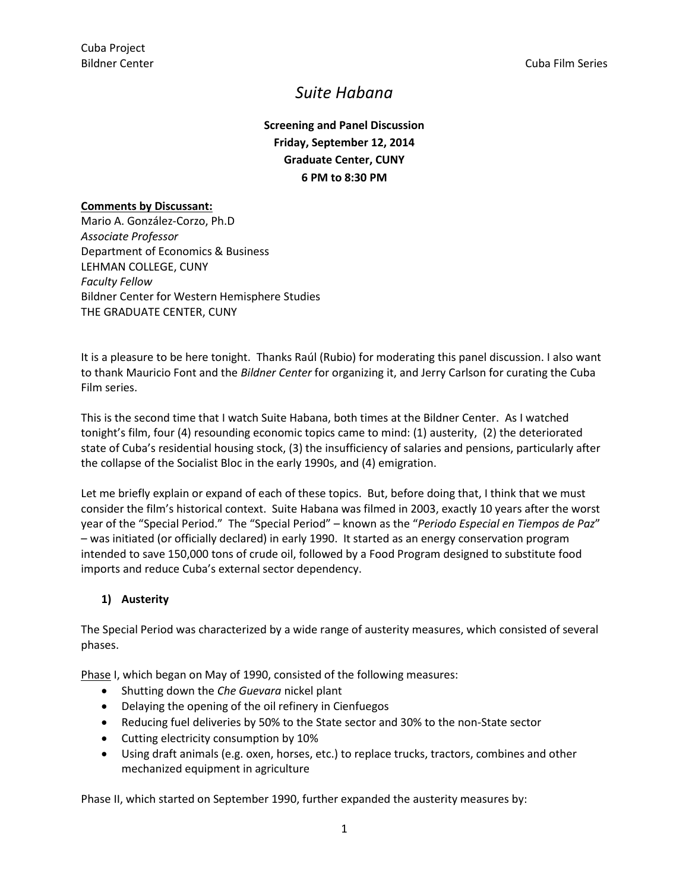Cuba Project
Bildner Center

Cuba Film Series

# *Suite Habana*

**Screening and Panel Discussion**
**Friday, September 12, 2014**
**Graduate Center, CUNY**
**6 PM to 8:30 PM**

**Comments by Discussant:**
Mario A. González-Corzo, Ph.D
*Associate Professor*
Department of Economics & Business
LEHMAN COLLEGE, CUNY
*Faculty Fellow*
Bildner Center for Western Hemisphere Studies
THE GRADUATE CENTER, CUNY

It is a pleasure to be here tonight. Thanks Raúl (Rubio) for moderating this panel discussion. I also want to thank Mauricio Font and the *Bildner Center* for organizing it, and Jerry Carlson for curating the Cuba Film series.

This is the second time that I watch Suite Habana, both times at the Bildner Center. As I watched tonight's film, four (4) resounding economic topics came to mind: (1) austerity, (2) the deteriorated state of Cuba's residential housing stock, (3) the insufficiency of salaries and pensions, particularly after the collapse of the Socialist Bloc in the early 1990s, and (4) emigration.

Let me briefly explain or expand of each of these topics. But, before doing that, I think that we must consider the film's historical context. Suite Habana was filmed in 2003, exactly 10 years after the worst year of the "Special Period." The "Special Period" – known as the "*Periodo Especial en Tiempos de Paz*" – was initiated (or officially declared) in early 1990. It started as an energy conservation program intended to save 150,000 tons of crude oil, followed by a Food Program designed to substitute food imports and reduce Cuba's external sector dependency.

### 1) Austerity

The Special Period was characterized by a wide range of austerity measures, which consisted of several phases.

<u>Phase</u> I, which began on May of 1990, consisted of the following measures:

- Shutting down the *Che Guevara* nickel plant
- Delaying the opening of the oil refinery in Cienfuegos
- Reducing fuel deliveries by 50% to the State sector and 30% to the non-State sector
- Cutting electricity consumption by 10%
- Using draft animals (e.g. oxen, horses, etc.) to replace trucks, tractors, combines and other mechanized equipment in agriculture

Phase II, which started on September 1990, further expanded the austerity measures by: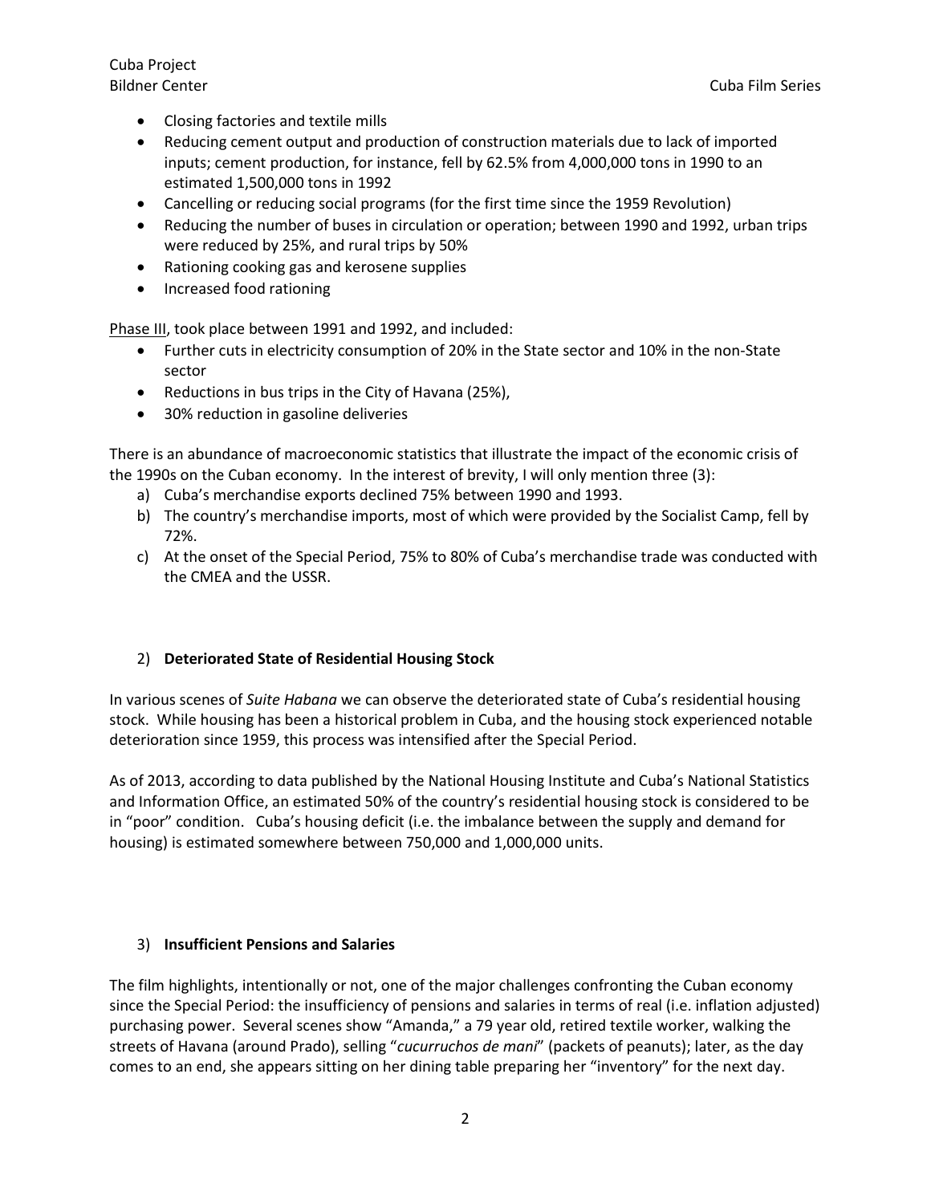- Closing factories and textile mills
- Reducing cement output and production of construction materials due to lack of imported inputs; cement production, for instance, fell by 62.5% from 4,000,000 tons in 1990 to an estimated 1,500,000 tons in 1992
- Cancelling or reducing social programs (for the first time since the 1959 Revolution)
- Reducing the number of buses in circulation or operation; between 1990 and 1992, urban trips were reduced by 25%, and rural trips by 50%
- Rationing cooking gas and kerosene supplies
- Increased food rationing

<u>Phase III</u>, took place between 1991 and 1992, and included:

- Further cuts in electricity consumption of 20% in the State sector and 10% in the non-State sector
- Reductions in bus trips in the City of Havana (25%),
- 30% reduction in gasoline deliveries

There is an abundance of macroeconomic statistics that illustrate the impact of the economic crisis of the 1990s on the Cuban economy. In the interest of brevity, I will only mention three (3):

a) Cuba's merchandise exports declined 75% between 1990 and 1993.
b) The country's merchandise imports, most of which were provided by the Socialist Camp, fell by 72%.
c) At the onset of the Special Period, 75% to 80% of Cuba's merchandise trade was conducted with the CMEA and the USSR.

## 2) **Deteriorated State of Residential Housing Stock**

In various scenes of *Suite Habana* we can observe the deteriorated state of Cuba's residential housing stock. While housing has been a historical problem in Cuba, and the housing stock experienced notable deterioration since 1959, this process was intensified after the Special Period.

As of 2013, according to data published by the National Housing Institute and Cuba's National Statistics and Information Office, an estimated 50% of the country's residential housing stock is considered to be in "poor" condition. Cuba's housing deficit (i.e. the imbalance between the supply and demand for housing) is estimated somewhere between 750,000 and 1,000,000 units.

## 3) **Insufficient Pensions and Salaries**

The film highlights, intentionally or not, one of the major challenges confronting the Cuban economy since the Special Period: the insufficiency of pensions and salaries in terms of real (i.e. inflation adjusted) purchasing power. Several scenes show "Amanda," a 79 year old, retired textile worker, walking the streets of Havana (around Prado), selling "*cucurruchos de mani*" (packets of peanuts); later, as the day comes to an end, she appears sitting on her dining table preparing her "inventory" for the next day.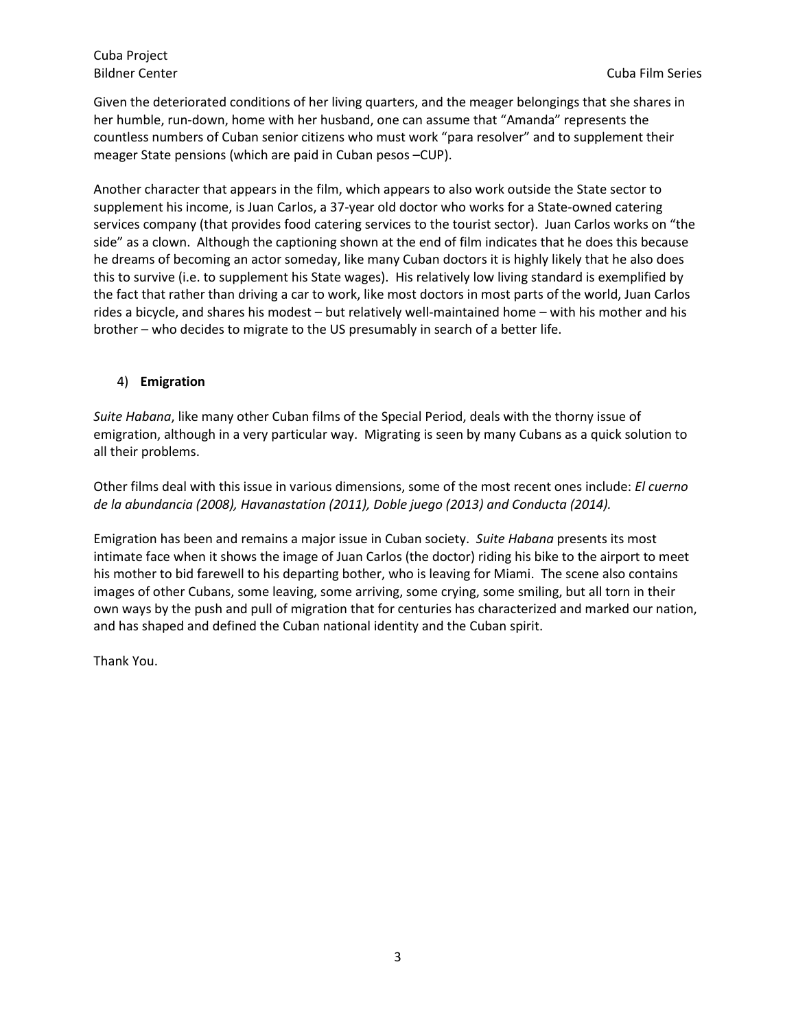Given the deteriorated conditions of her living quarters, and the meager belongings that she shares in her humble, run-down, home with her husband, one can assume that "Amanda" represents the countless numbers of Cuban senior citizens who must work "para resolver" and to supplement their meager State pensions (which are paid in Cuban pesos –CUP).

Another character that appears in the film, which appears to also work outside the State sector to supplement his income, is Juan Carlos, a 37-year old doctor who works for a State-owned catering services company (that provides food catering services to the tourist sector). Juan Carlos works on "the side" as a clown. Although the captioning shown at the end of film indicates that he does this because he dreams of becoming an actor someday, like many Cuban doctors it is highly likely that he also does this to survive (i.e. to supplement his State wages). His relatively low living standard is exemplified by the fact that rather than driving a car to work, like most doctors in most parts of the world, Juan Carlos rides a bicycle, and shares his modest – but relatively well-maintained home – with his mother and his brother – who decides to migrate to the US presumably in search of a better life.

4) **Emigration**

*Suite Habana*, like many other Cuban films of the Special Period, deals with the thorny issue of emigration, although in a very particular way. Migrating is seen by many Cubans as a quick solution to all their problems.

Other films deal with this issue in various dimensions, some of the most recent ones include: *El cuerno de la abundancia (2008), Havanastation (2011), Doble juego (2013) and Conducta (2014).*

Emigration has been and remains a major issue in Cuban society. *Suite Habana* presents its most intimate face when it shows the image of Juan Carlos (the doctor) riding his bike to the airport to meet his mother to bid farewell to his departing bother, who is leaving for Miami. The scene also contains images of other Cubans, some leaving, some arriving, some crying, some smiling, but all torn in their own ways by the push and pull of migration that for centuries has characterized and marked our nation, and has shaped and defined the Cuban national identity and the Cuban spirit.

Thank You.